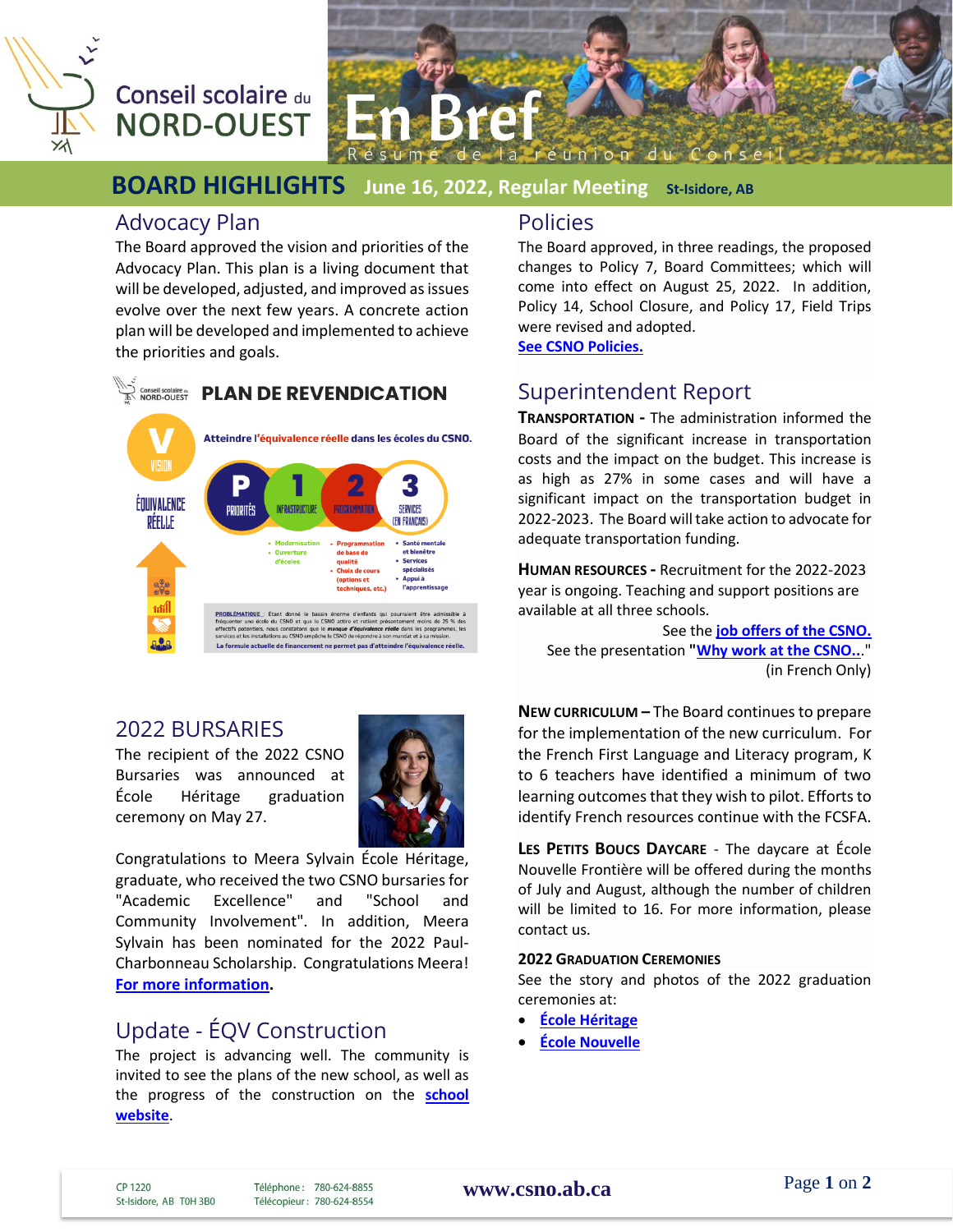# Conseil scolaire du NORD-OUEST

# En Bref

Résumé de la réunion du Conseil

## BOARD HIGHLIGHTS June 16, 2022, Regular Meeting St-Isidore, AB

## Advocacy Plan

The Board approved the vision and priorities of the Advocacy Plan. This plan is a living document that will be developed, adjusted, and improved as issues evolve over the next few years. A concrete action plan will be developed and implemented to achieve the priorities and goals.

**PLAN DE REVENDICATION**

Atteindre l'équivalence réelle dans les écoles du CSNO.

V — VISION: ÉQUIVALENCE RÉELLE

P — PRIORITÉS

1 — INFRASTRUCTURE
- Modernisation
- Ouverture d'écoles

2 — PROGRAMMATION
- Programmation de base de qualité
- Choix de cours (options et techniques, etc.)

3 — SERVICES (EN FRANÇAIS)
- Santé mentale et bienêtre
- Services spécialisés
- Appui à l'apprentissage

PROBLÉMATIQUE : Étant donné le bassin énorme d'enfants qui pourraient être admissible à fréquenter une école du CSNO et que le CSNO attire et retient présentement moins de 25 % des effectifs potentiels, nous constatons que le manque d'équivalence réelle dans les programmes, les services et les installations au CSNO empêche le CSNO de répondre à son mandat et à sa mission.

La formule actuelle de financement ne permet pas d'atteindre l'équivalence réelle.

## 2022 BURSARIES

The recipient of the 2022 CSNO Bursaries was announced at École Héritage graduation ceremony on May 27.

Congratulations to Meera Sylvain École Héritage, graduate, who received the two CSNO bursaries for "Academic Excellence" and "School and Community Involvement". In addition, Meera Sylvain has been nominated for the 2022 Paul-Charbonneau Scholarship. Congratulations Meera! [For more information](#).

## Update - ÉQV Construction

The project is advancing well. The community is invited to see the plans of the new school, as well as the progress of the construction on the [school website](#).

## Policies

The Board approved, in three readings, the proposed changes to Policy 7, Board Committees; which will come into effect on August 25, 2022. In addition, Policy 14, School Closure, and Policy 17, Field Trips were revised and adopted.

[See CSNO Policies.](#)

## Superintendent Report

**TRANSPORTATION -** The administration informed the Board of the significant increase in transportation costs and the impact on the budget. This increase is as high as 27% in some cases and will have a significant impact on the transportation budget in 2022-2023. The Board will take action to advocate for adequate transportation funding.

**HUMAN RESOURCES -** Recruitment for the 2022-2023 year is ongoing. Teaching and support positions are available at all three schools.

See the [job offers of the CSNO.](#)

See the presentation "[Why work at the CSNO...](#)" (in French Only)

**NEW CURRICULUM –** The Board continues to prepare for the implementation of the new curriculum. For the French First Language and Literacy program, K to 6 teachers have identified a minimum of two learning outcomes that they wish to pilot. Efforts to identify French resources continue with the FCSFA.

**LES PETITS BOUCS DAYCARE** - The daycare at École Nouvelle Frontière will be offered during the months of July and August, although the number of children will be limited to 16. For more information, please contact us.

**2022 GRADUATION CEREMONIES**

See the story and photos of the 2022 graduation ceremonies at:

- [École Héritage](#)
- [École Nouvelle](#)

CP 1220
St-Isidore, AB T0H 3B0

Téléphone : 780-624-8855
Télécopieur : 780-624-8554

www.csno.ab.ca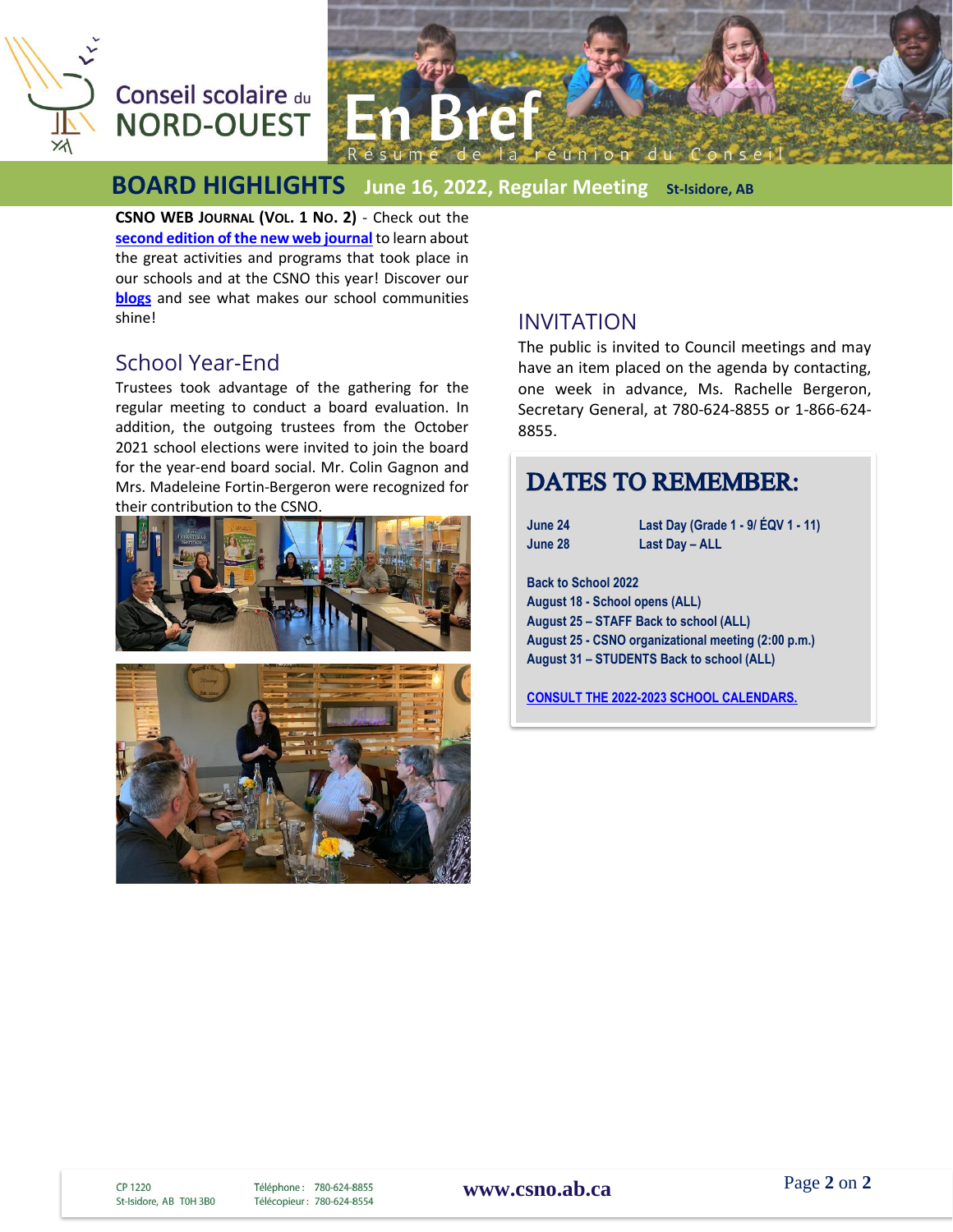# BOARD HIGHLIGHTS June 16, 2022, Regular Meeting St-Isidore, AB

**CSNO WEB JOURNAL (VOL. 1 NO. 2)** - Check out the **second edition of the new web journal** to learn about the great activities and programs that took place in our schools and at the CSNO this year! Discover our **blogs** and see what makes our school communities shine!

## School Year-End

Trustees took advantage of the gathering for the regular meeting to conduct a board evaluation. In addition, the outgoing trustees from the October 2021 school elections were invited to join the board for the year-end board social. Mr. Colin Gagnon and Mrs. Madeleine Fortin-Bergeron were recognized for their contribution to the CSNO.

## INVITATION

The public is invited to Council meetings and may have an item placed on the agenda by contacting, one week in advance, Ms. Rachelle Bergeron, Secretary General, at 780-624-8855 or 1-866-624-8855.

## DATES TO REMEMBER:

| | |
|---|---|
| June 24 | Last Day (Grade 1 - 9/ ÉQV 1 - 11) |
| June 28 | Last Day – ALL |

**Back to School 2022**

- August 18 - School opens (ALL)
- August 25 – STAFF Back to school (ALL)
- August 25 - CSNO organizational meeting (2:00 p.m.)
- August 31 – STUDENTS Back to school (ALL)

**CONSULT THE 2022-2023 SCHOOL CALENDARS.**

CP 1220
St-Isidore, AB T0H 3B0

Téléphone : 780-624-8855
Télécopieur : 780-624-8554

www.csno.ab.ca